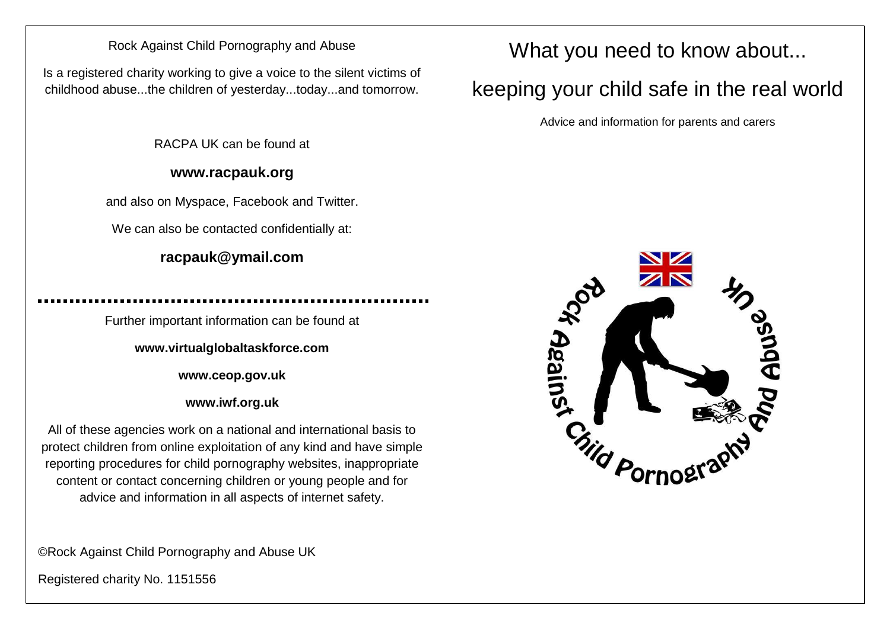Rock Against Child Pornography and Abuse

Is a registered charity working to give a voice to the silent victims of childhood abuse...the children of yesterday...today...and tomorrow.

RACPA UK can be found at

**www.racpauk.org**

and also on Myspace, Facebook and Twitter.

We can also be contacted confidentially at:

**racpauk@ymail.com**

---

Further important information can be found at

**www.virtualglobaltaskforce.com**

**www.ceop.gov.uk**

**www.iwf.org.uk**

All of these agencies work on a national and international basis to protect children from online exploitation of any kind and have simple reporting procedures for child pornography websites, inappropriate content or contact concerning children or young people and for advice and information in all aspects of internet safety.

©Rock Against Child Pornography and Abuse UK

Registered charity No. 1151556

# What you need to know about...

# keeping your child safe in the real world

Advice and information for parents and carers

Rock Against Child Pornography And Abuse UK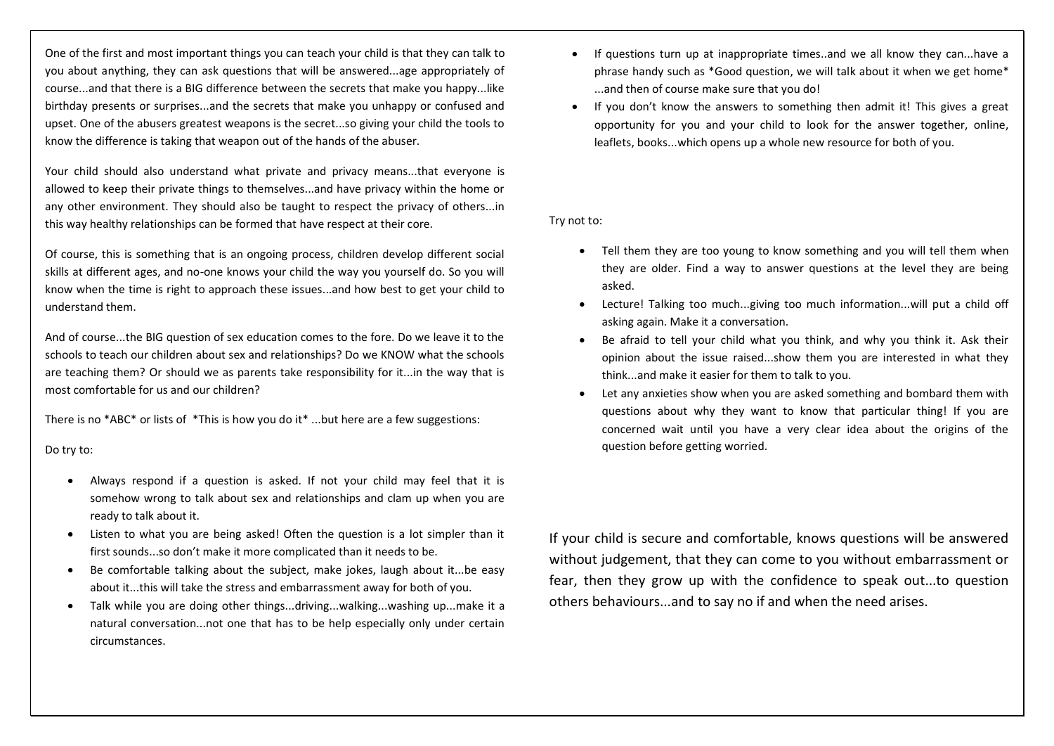One of the first and most important things you can teach your child is that they can talk to you about anything, they can ask questions that will be answered...age appropriately of course...and that there is a BIG difference between the secrets that make you happy...like birthday presents or surprises...and the secrets that make you unhappy or confused and upset. One of the abusers greatest weapons is the secret...so giving your child the tools to know the difference is taking that weapon out of the hands of the abuser.

Your child should also understand what private and privacy means...that everyone is allowed to keep their private things to themselves...and have privacy within the home or any other environment. They should also be taught to respect the privacy of others...in this way healthy relationships can be formed that have respect at their core.

Of course, this is something that is an ongoing process, children develop different social skills at different ages, and no-one knows your child the way you yourself do. So you will know when the time is right to approach these issues...and how best to get your child to understand them.

And of course...the BIG question of sex education comes to the fore. Do we leave it to the schools to teach our children about sex and relationships? Do we KNOW what the schools are teaching them? Or should we as parents take responsibility for it...in the way that is most comfortable for us and our children?

There is no *ABC* or lists of *This is how you do it* ...but here are a few suggestions:

Do try to:

- Always respond if a question is asked. If not your child may feel that it is somehow wrong to talk about sex and relationships and clam up when you are ready to talk about it.
- Listen to what you are being asked! Often the question is a lot simpler than it first sounds...so don't make it more complicated than it needs to be.
- Be comfortable talking about the subject, make jokes, laugh about it...be easy about it...this will take the stress and embarrassment away for both of you.
- Talk while you are doing other things...driving...walking...washing up...make it a natural conversation...not one that has to be help especially only under certain circumstances.
- If questions turn up at inappropriate times..and we all know they can...have a phrase handy such as *Good question, we will talk about it when we get home* ...and then of course make sure that you do!
- If you don't know the answers to something then admit it! This gives a great opportunity for you and your child to look for the answer together, online, leaflets, books...which opens up a whole new resource for both of you.

Try not to:

- Tell them they are too young to know something and you will tell them when they are older. Find a way to answer questions at the level they are being asked.
- Lecture! Talking too much...giving too much information...will put a child off asking again. Make it a conversation.
- Be afraid to tell your child what you think, and why you think it. Ask their opinion about the issue raised...show them you are interested in what they think...and make it easier for them to talk to you.
- Let any anxieties show when you are asked something and bombard them with questions about why they want to know that particular thing! If you are concerned wait until you have a very clear idea about the origins of the question before getting worried.

If your child is secure and comfortable, knows questions will be answered without judgement, that they can come to you without embarrassment or fear, then they grow up with the confidence to speak out...to question others behaviours...and to say no if and when the need arises.